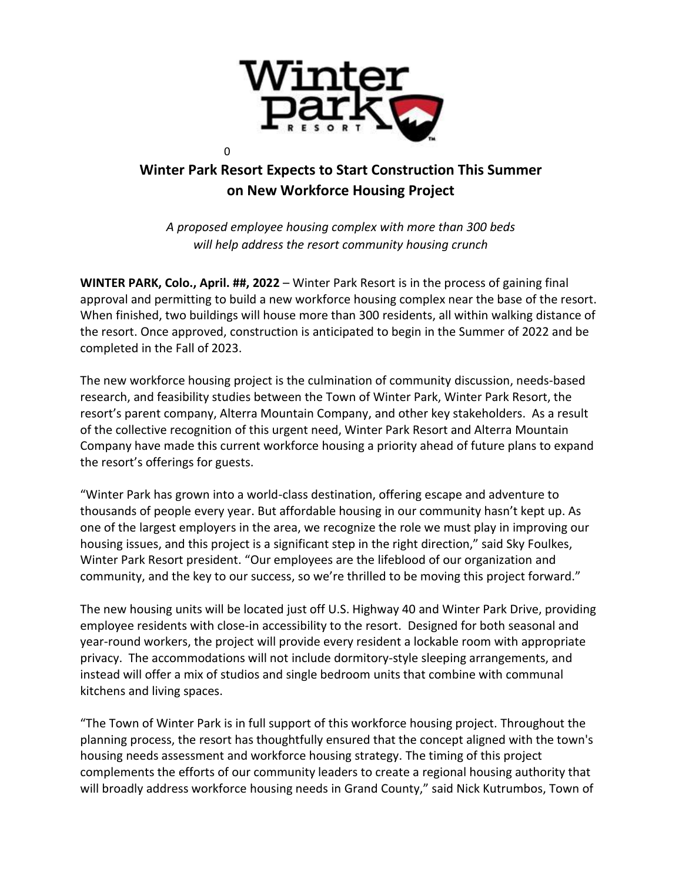0

## Winter Park Resort Expects to Start Construction This Summer on New Workforce Housing Project

*A proposed employee housing complex with more than 300 beds will help address the resort community housing crunch*

**WINTER PARK, Colo., April. ##, 2022** – Winter Park Resort is in the process of gaining final approval and permitting to build a new workforce housing complex near the base of the resort. When finished, two buildings will house more than 300 residents, all within walking distance of the resort. Once approved, construction is anticipated to begin in the Summer of 2022 and be completed in the Fall of 2023.

The new workforce housing project is the culmination of community discussion, needs-based research, and feasibility studies between the Town of Winter Park, Winter Park Resort, the resort's parent company, Alterra Mountain Company, and other key stakeholders. As a result of the collective recognition of this urgent need, Winter Park Resort and Alterra Mountain Company have made this current workforce housing a priority ahead of future plans to expand the resort's offerings for guests.

"Winter Park has grown into a world-class destination, offering escape and adventure to thousands of people every year. But affordable housing in our community hasn't kept up. As one of the largest employers in the area, we recognize the role we must play in improving our housing issues, and this project is a significant step in the right direction," said Sky Foulkes, Winter Park Resort president. "Our employees are the lifeblood of our organization and community, and the key to our success, so we're thrilled to be moving this project forward."

The new housing units will be located just off U.S. Highway 40 and Winter Park Drive, providing employee residents with close-in accessibility to the resort. Designed for both seasonal and year-round workers, the project will provide every resident a lockable room with appropriate privacy. The accommodations will not include dormitory-style sleeping arrangements, and instead will offer a mix of studios and single bedroom units that combine with communal kitchens and living spaces.

"The Town of Winter Park is in full support of this workforce housing project. Throughout the planning process, the resort has thoughtfully ensured that the concept aligned with the town's housing needs assessment and workforce housing strategy. The timing of this project complements the efforts of our community leaders to create a regional housing authority that will broadly address workforce housing needs in Grand County," said Nick Kutrumbos, Town of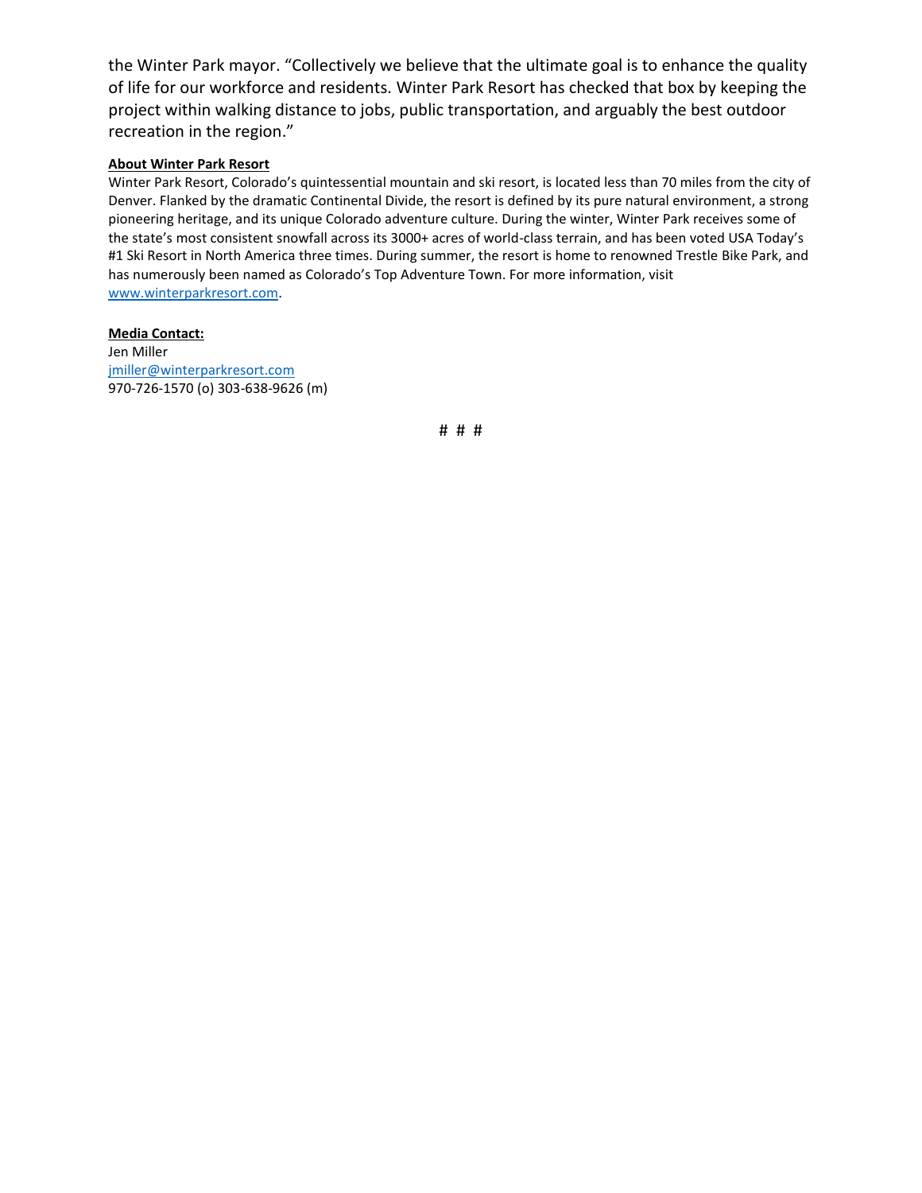the Winter Park mayor. "Collectively we believe that the ultimate goal is to enhance the quality of life for our workforce and residents. Winter Park Resort has checked that box by keeping the project within walking distance to jobs, public transportation, and arguably the best outdoor recreation in the region."

**About Winter Park Resort**

Winter Park Resort, Colorado's quintessential mountain and ski resort, is located less than 70 miles from the city of Denver. Flanked by the dramatic Continental Divide, the resort is defined by its pure natural environment, a strong pioneering heritage, and its unique Colorado adventure culture. During the winter, Winter Park receives some of the state's most consistent snowfall across its 3000+ acres of world-class terrain, and has been voted USA Today's #1 Ski Resort in North America three times. During summer, the resort is home to renowned Trestle Bike Park, and has numerously been named as Colorado's Top Adventure Town. For more information, visit www.winterparkresort.com.

**Media Contact:**

Jen Miller
jmiller@winterparkresort.com
970-726-1570 (o) 303-638-9626 (m)

# # #